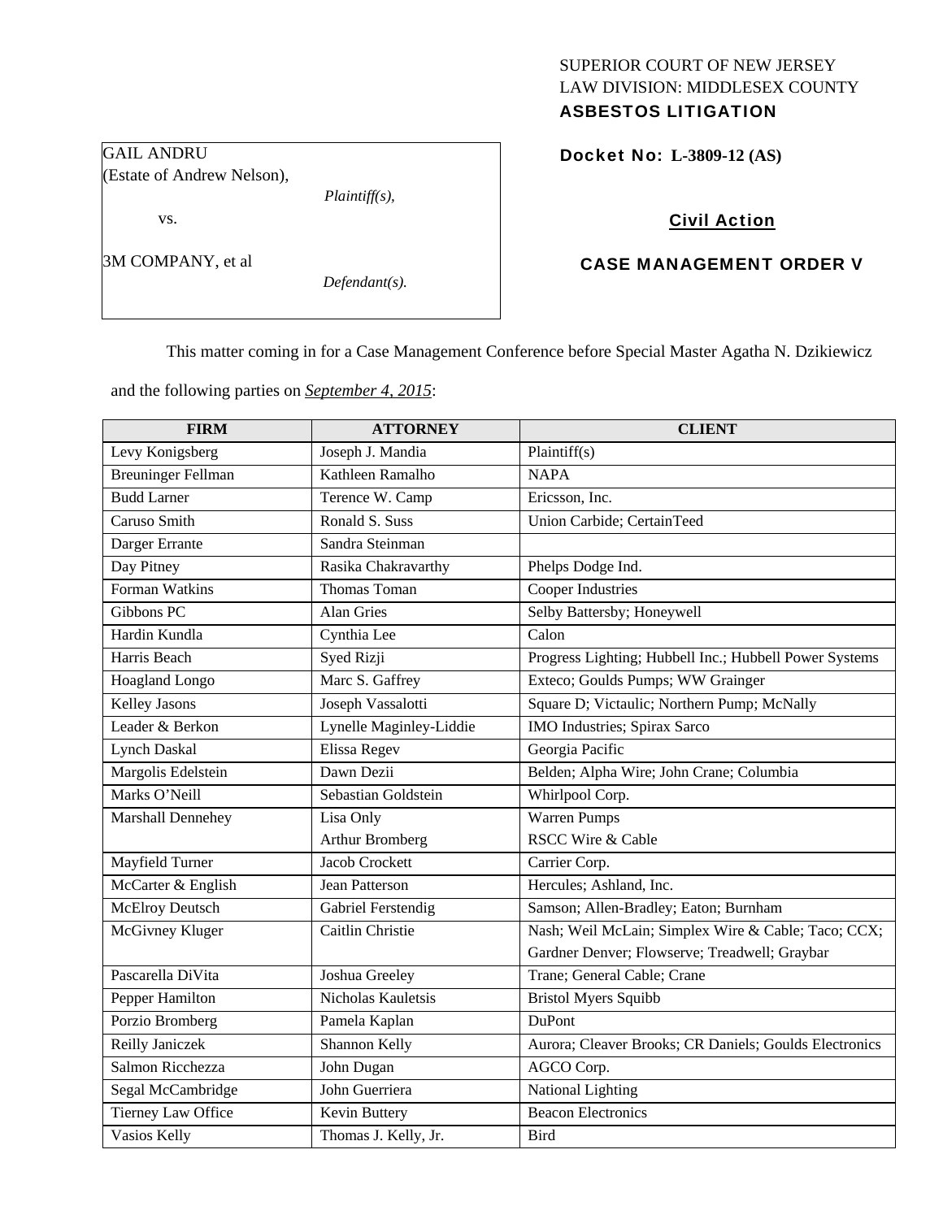SUPERIOR COURT OF NEW JERSEY
LAW DIVISION: MIDDLESEX COUNTY
**ASBESTOS LITIGATION**

GAIL ANDRU
(Estate of Andrew Nelson),
*Plaintiff(s),*

vs.

3M COMPANY, et al
*Defendant(s).*

**Docket No: L-3809-12 (AS)**

**Civil Action**

**CASE MANAGEMENT ORDER V**

This matter coming in for a Case Management Conference before Special Master Agatha N. Dzikiewicz and the following parties on *September 4, 2015*:

| FIRM | ATTORNEY | CLIENT |
|---|---|---|
| Levy Konigsberg | Joseph J. Mandia | Plaintiff(s) |
| Breuninger Fellman | Kathleen Ramalho | NAPA |
| Budd Larner | Terence W. Camp | Ericsson, Inc. |
| Caruso Smith | Ronald S. Suss | Union Carbide; CertainTeed |
| Darger Errante | Sandra Steinman | |
| Day Pitney | Rasika Chakravarthy | Phelps Dodge Ind. |
| Forman Watkins | Thomas Toman | Cooper Industries |
| Gibbons PC | Alan Gries | Selby Battersby; Honeywell |
| Hardin Kundla | Cynthia Lee | Calon |
| Harris Beach | Syed Rizji | Progress Lighting; Hubbell Inc.; Hubbell Power Systems |
| Hoagland Longo | Marc S. Gaffrey | Exteco; Goulds Pumps; WW Grainger |
| Kelley Jasons | Joseph Vassalotti | Square D; Victaulic; Northern Pump; McNally |
| Leader & Berkon | Lynelle Maginley-Liddie | IMO Industries; Spirax Sarco |
| Lynch Daskal | Elissa Regev | Georgia Pacific |
| Margolis Edelstein | Dawn Dezii | Belden; Alpha Wire; John Crane; Columbia |
| Marks O'Neill | Sebastian Goldstein | Whirlpool Corp. |
| Marshall Dennehey | Lisa Only<br>Arthur Bromberg | Warren Pumps<br>RSCC Wire & Cable |
| Mayfield Turner | Jacob Crockett | Carrier Corp. |
| McCarter & English | Jean Patterson | Hercules; Ashland, Inc. |
| McElroy Deutsch | Gabriel Ferstendig | Samson; Allen-Bradley; Eaton; Burnham |
| McGivney Kluger | Caitlin Christie | Nash; Weil McLain; Simplex Wire & Cable; Taco; CCX; Gardner Denver; Flowserve; Treadwell; Graybar |
| Pascarella DiVita | Joshua Greeley | Trane; General Cable; Crane |
| Pepper Hamilton | Nicholas Kauletsis | Bristol Myers Squibb |
| Porzio Bromberg | Pamela Kaplan | DuPont |
| Reilly Janiczek | Shannon Kelly | Aurora; Cleaver Brooks; CR Daniels; Goulds Electronics |
| Salmon Ricchezza | John Dugan | AGCO Corp. |
| Segal McCambridge | John Guerriera | National Lighting |
| Tierney Law Office | Kevin Buttery | Beacon Electronics |
| Vasios Kelly | Thomas J. Kelly, Jr. | Bird |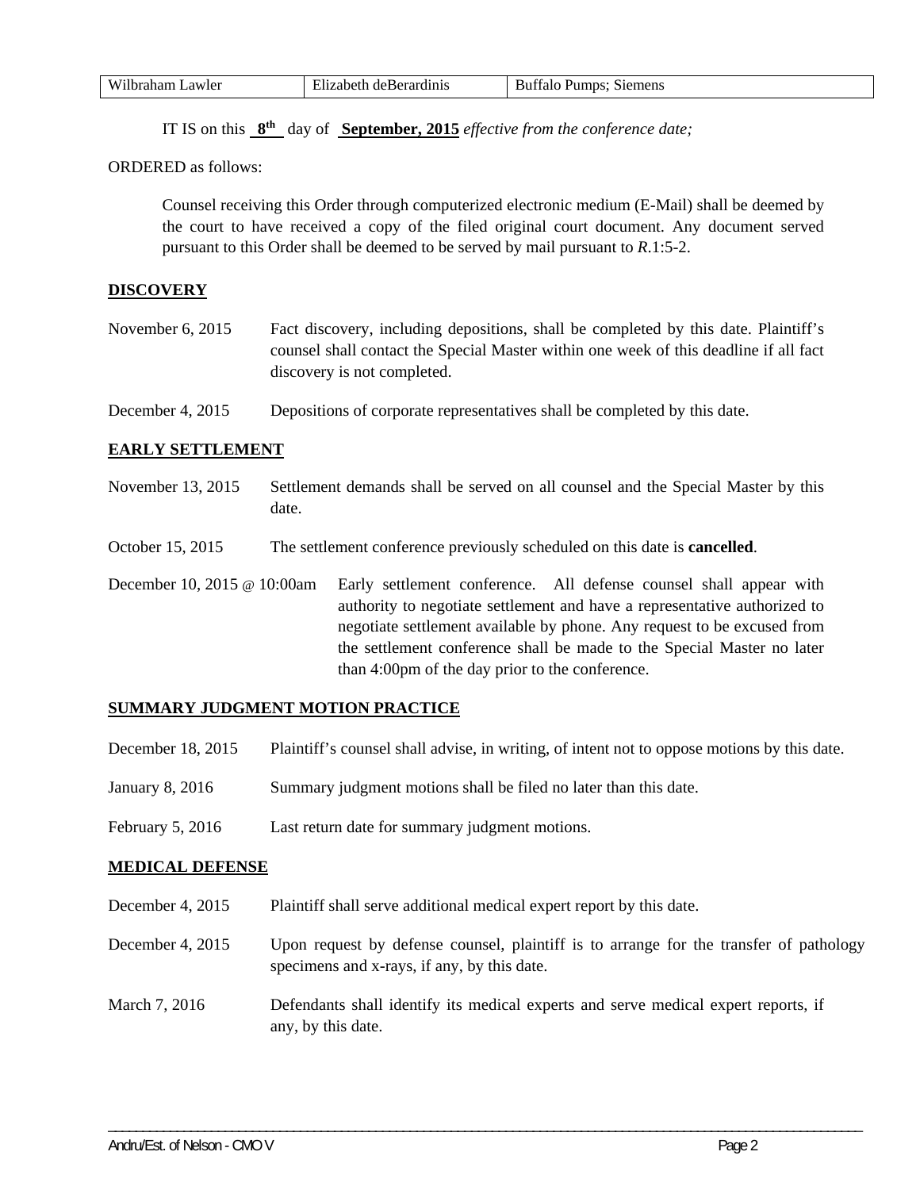| Wilbraham Lawler | Elizabeth deBerardinis | Buffalo Pumps; Siemens |
|---|---|---|

IT IS on this **8th** day of **September, 2015** *effective from the conference date;*

ORDERED as follows:

Counsel receiving this Order through computerized electronic medium (E-Mail) shall be deemed by the court to have received a copy of the filed original court document. Any document served pursuant to this Order shall be deemed to be served by mail pursuant to *R*.1:5-2.

**DISCOVERY**

November 6, 2015 — Fact discovery, including depositions, shall be completed by this date. Plaintiff's counsel shall contact the Special Master within one week of this deadline if all fact discovery is not completed.

December 4, 2015 — Depositions of corporate representatives shall be completed by this date.

**EARLY SETTLEMENT**

November 13, 2015 — Settlement demands shall be served on all counsel and the Special Master by this date.

October 15, 2015 — The settlement conference previously scheduled on this date is **cancelled**.

December 10, 2015 @ 10:00am — Early settlement conference. All defense counsel shall appear with authority to negotiate settlement and have a representative authorized to negotiate settlement available by phone. Any request to be excused from the settlement conference shall be made to the Special Master no later than 4:00pm of the day prior to the conference.

**SUMMARY JUDGMENT MOTION PRACTICE**

December 18, 2015 — Plaintiff's counsel shall advise, in writing, of intent not to oppose motions by this date.

January 8, 2016 — Summary judgment motions shall be filed no later than this date.

February 5, 2016 — Last return date for summary judgment motions.

**MEDICAL DEFENSE**

December 4, 2015 — Plaintiff shall serve additional medical expert report by this date.

December 4, 2015 — Upon request by defense counsel, plaintiff is to arrange for the transfer of pathology specimens and x-rays, if any, by this date.

March 7, 2016 — Defendants shall identify its medical experts and serve medical expert reports, if any, by this date.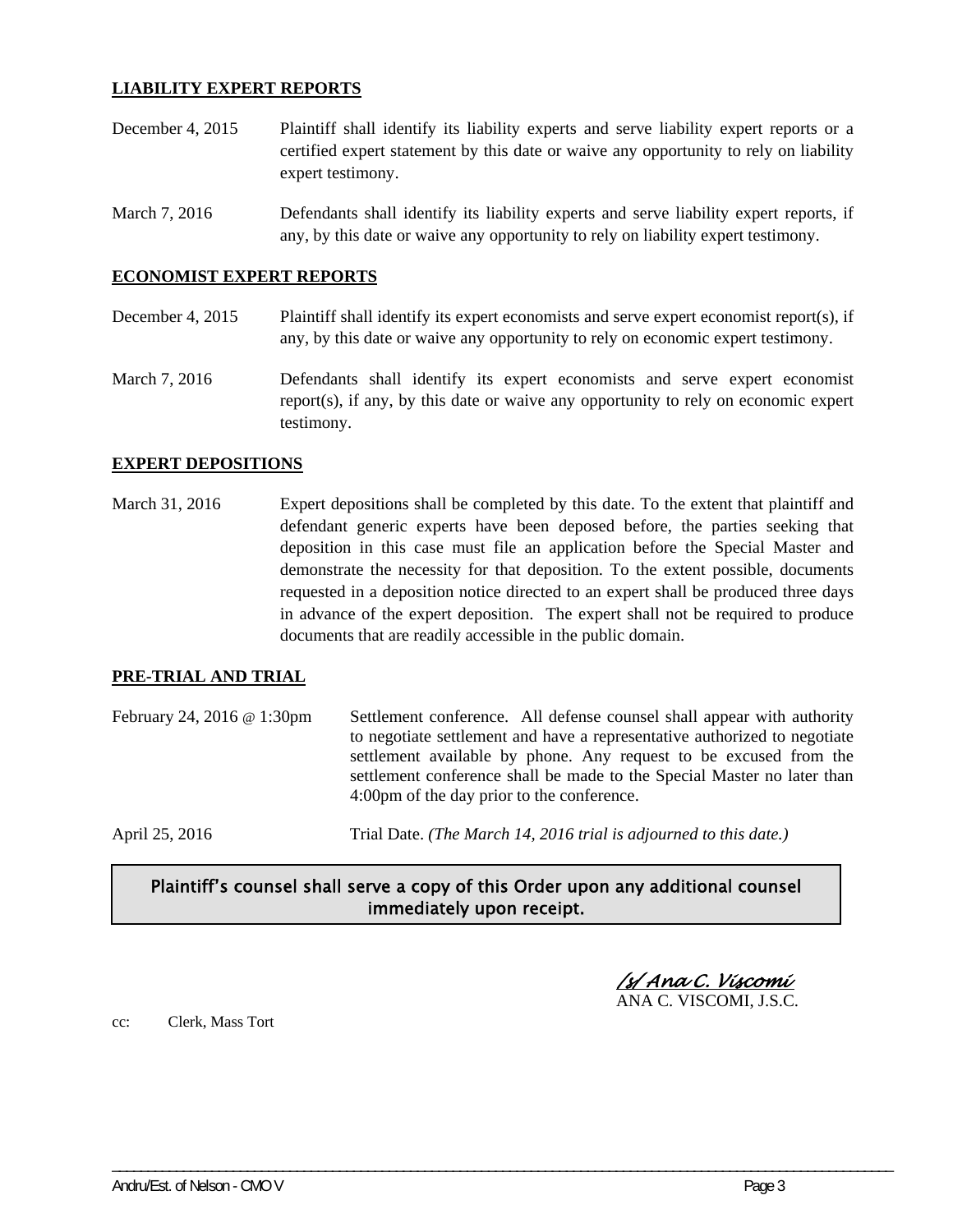**LIABILITY EXPERT REPORTS**

| | |
|---|---|
| December 4, 2015 | Plaintiff shall identify its liability experts and serve liability expert reports or a certified expert statement by this date or waive any opportunity to rely on liability expert testimony. |
| March 7, 2016 | Defendants shall identify its liability experts and serve liability expert reports, if any, by this date or waive any opportunity to rely on liability expert testimony. |

**ECONOMIST EXPERT REPORTS**

| | |
|---|---|
| December 4, 2015 | Plaintiff shall identify its expert economists and serve expert economist report(s), if any, by this date or waive any opportunity to rely on economic expert testimony. |
| March 7, 2016 | Defendants shall identify its expert economists and serve expert economist report(s), if any, by this date or waive any opportunity to rely on economic expert testimony. |

**EXPERT DEPOSITIONS**

| | |
|---|---|
| March 31, 2016 | Expert depositions shall be completed by this date. To the extent that plaintiff and defendant generic experts have been deposed before, the parties seeking that deposition in this case must file an application before the Special Master and demonstrate the necessity for that deposition. To the extent possible, documents requested in a deposition notice directed to an expert shall be produced three days in advance of the expert deposition. The expert shall not be required to produce documents that are readily accessible in the public domain. |

**PRE-TRIAL AND TRIAL**

| | |
|---|---|
| February 24, 2016 @ 1:30pm | Settlement conference. All defense counsel shall appear with authority to negotiate settlement and have a representative authorized to negotiate settlement available by phone. Any request to be excused from the settlement conference shall be made to the Special Master no later than 4:00pm of the day prior to the conference. |
| April 25, 2016 | Trial Date. *(The March 14, 2016 trial is adjourned to this date.)* |

**Plaintiff's counsel shall serve a copy of this Order upon any additional counsel immediately upon receipt.**

/s/ Ana C. Viscomi
ANA C. VISCOMI, J.S.C.

cc: Clerk, Mass Tort